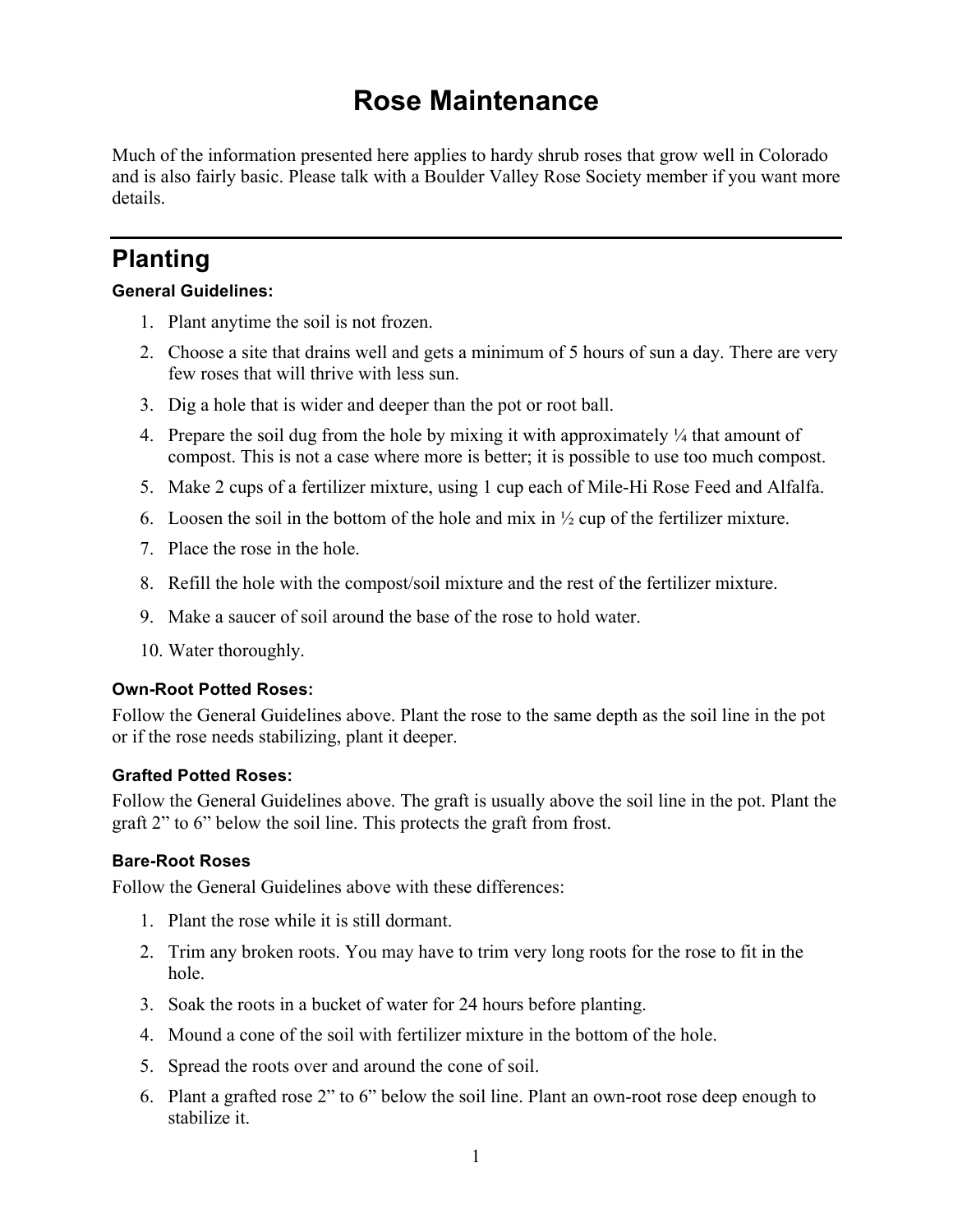# Rose Maintenance

Much of the information presented here applies to hardy shrub roses that grow well in Colorado and is also fairly basic. Please talk with a Boulder Valley Rose Society member if you want more details.

## Planting

#### General Guidelines:

1. Plant anytime the soil is not frozen.
2. Choose a site that drains well and gets a minimum of 5 hours of sun a day. There are very few roses that will thrive with less sun.
3. Dig a hole that is wider and deeper than the pot or root ball.
4. Prepare the soil dug from the hole by mixing it with approximately ¼ that amount of compost. This is not a case where more is better; it is possible to use too much compost.
5. Make 2 cups of a fertilizer mixture, using 1 cup each of Mile-Hi Rose Feed and Alfalfa.
6. Loosen the soil in the bottom of the hole and mix in ½ cup of the fertilizer mixture.
7. Place the rose in the hole.
8. Refill the hole with the compost/soil mixture and the rest of the fertilizer mixture.
9. Make a saucer of soil around the base of the rose to hold water.
10. Water thoroughly.

#### Own-Root Potted Roses:

Follow the General Guidelines above. Plant the rose to the same depth as the soil line in the pot or if the rose needs stabilizing, plant it deeper.

#### Grafted Potted Roses:

Follow the General Guidelines above. The graft is usually above the soil line in the pot. Plant the graft 2” to 6” below the soil line. This protects the graft from frost.

#### Bare-Root Roses

Follow the General Guidelines above with these differences:

1. Plant the rose while it is still dormant.
2. Trim any broken roots. You may have to trim very long roots for the rose to fit in the hole.
3. Soak the roots in a bucket of water for 24 hours before planting.
4. Mound a cone of the soil with fertilizer mixture in the bottom of the hole.
5. Spread the roots over and around the cone of soil.
6. Plant a grafted rose 2” to 6” below the soil line. Plant an own-root rose deep enough to stabilize it.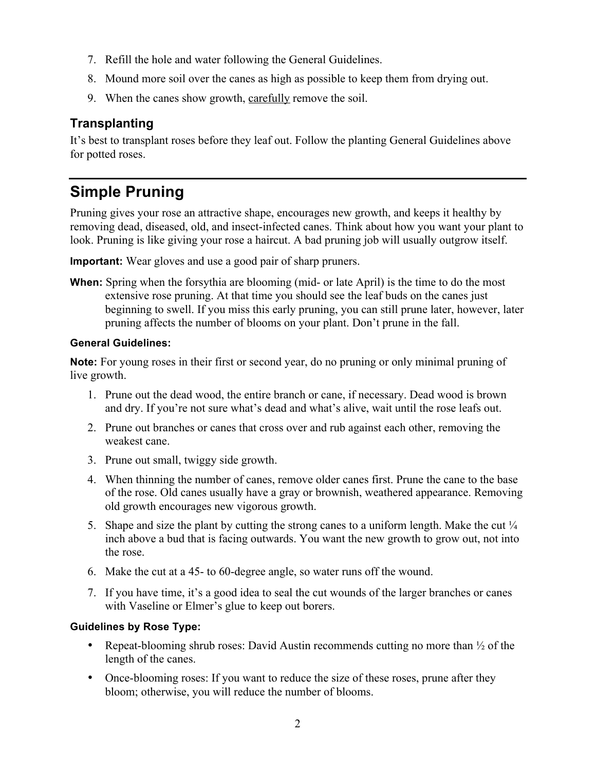7. Refill the hole and water following the General Guidelines.
8. Mound more soil over the canes as high as possible to keep them from drying out.
9. When the canes show growth, <u>carefully</u> remove the soil.

### Transplanting

It's best to transplant roses before they leaf out. Follow the planting General Guidelines above for potted roses.

---

## Simple Pruning

Pruning gives your rose an attractive shape, encourages new growth, and keeps it healthy by removing dead, diseased, old, and insect-infected canes. Think about how you want your plant to look. Pruning is like giving your rose a haircut. A bad pruning job will usually outgrow itself.

**Important:** Wear gloves and use a good pair of sharp pruners.

**When:** Spring when the forsythia are blooming (mid- or late April) is the time to do the most extensive rose pruning. At that time you should see the leaf buds on the canes just beginning to swell. If you miss this early pruning, you can still prune later, however, later pruning affects the number of blooms on your plant. Don't prune in the fall.

#### General Guidelines:

**Note:** For young roses in their first or second year, do no pruning or only minimal pruning of live growth.

1. Prune out the dead wood, the entire branch or cane, if necessary. Dead wood is brown and dry. If you're not sure what's dead and what's alive, wait until the rose leafs out.
2. Prune out branches or canes that cross over and rub against each other, removing the weakest cane.
3. Prune out small, twiggy side growth.
4. When thinning the number of canes, remove older canes first. Prune the cane to the base of the rose. Old canes usually have a gray or brownish, weathered appearance. Removing old growth encourages new vigorous growth.
5. Shape and size the plant by cutting the strong canes to a uniform length. Make the cut ¼ inch above a bud that is facing outwards. You want the new growth to grow out, not into the rose.
6. Make the cut at a 45- to 60-degree angle, so water runs off the wound.
7. If you have time, it's a good idea to seal the cut wounds of the larger branches or canes with Vaseline or Elmer's glue to keep out borers.

#### Guidelines by Rose Type:

- Repeat-blooming shrub roses: David Austin recommends cutting no more than ½ of the length of the canes.
- Once-blooming roses: If you want to reduce the size of these roses, prune after they bloom; otherwise, you will reduce the number of blooms.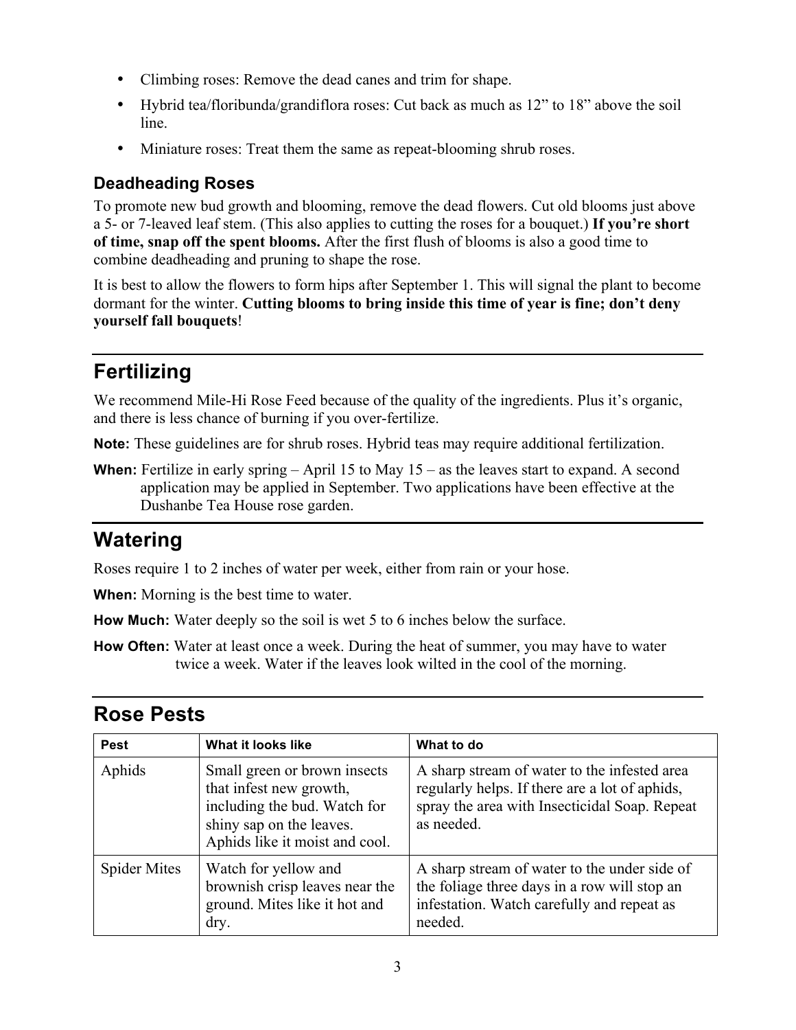- Climbing roses: Remove the dead canes and trim for shape.
- Hybrid tea/floribunda/grandiflora roses: Cut back as much as 12” to 18” above the soil line.
- Miniature roses: Treat them the same as repeat-blooming shrub roses.

### Deadheading Roses

To promote new bud growth and blooming, remove the dead flowers. Cut old blooms just above a 5- or 7-leaved leaf stem. (This also applies to cutting the roses for a bouquet.) **If you’re short of time, snap off the spent blooms.** After the first flush of blooms is also a good time to combine deadheading and pruning to shape the rose.

It is best to allow the flowers to form hips after September 1. This will signal the plant to become dormant for the winter. **Cutting blooms to bring inside this time of year is fine; don’t deny yourself fall bouquets**!

## Fertilizing

We recommend Mile-Hi Rose Feed because of the quality of the ingredients. Plus it’s organic, and there is less chance of burning if you over-fertilize.

**Note:** These guidelines are for shrub roses. Hybrid teas may require additional fertilization.

**When:** Fertilize in early spring – April 15 to May 15 – as the leaves start to expand. A second application may be applied in September. Two applications have been effective at the Dushanbe Tea House rose garden.

## Watering

Roses require 1 to 2 inches of water per week, either from rain or your hose.

**When:** Morning is the best time to water.

**How Much:** Water deeply so the soil is wet 5 to 6 inches below the surface.

**How Often:** Water at least once a week. During the heat of summer, you may have to water twice a week. Water if the leaves look wilted in the cool of the morning.

## Rose Pests

| Pest | What it looks like | What to do |
|---|---|---|
| Aphids | Small green or brown insects that infest new growth, including the bud. Watch for shiny sap on the leaves. Aphids like it moist and cool. | A sharp stream of water to the infested area regularly helps. If there are a lot of aphids, spray the area with Insecticidal Soap. Repeat as needed. |
| Spider Mites | Watch for yellow and brownish crisp leaves near the ground. Mites like it hot and dry. | A sharp stream of water to the under side of the foliage three days in a row will stop an infestation. Watch carefully and repeat as needed. |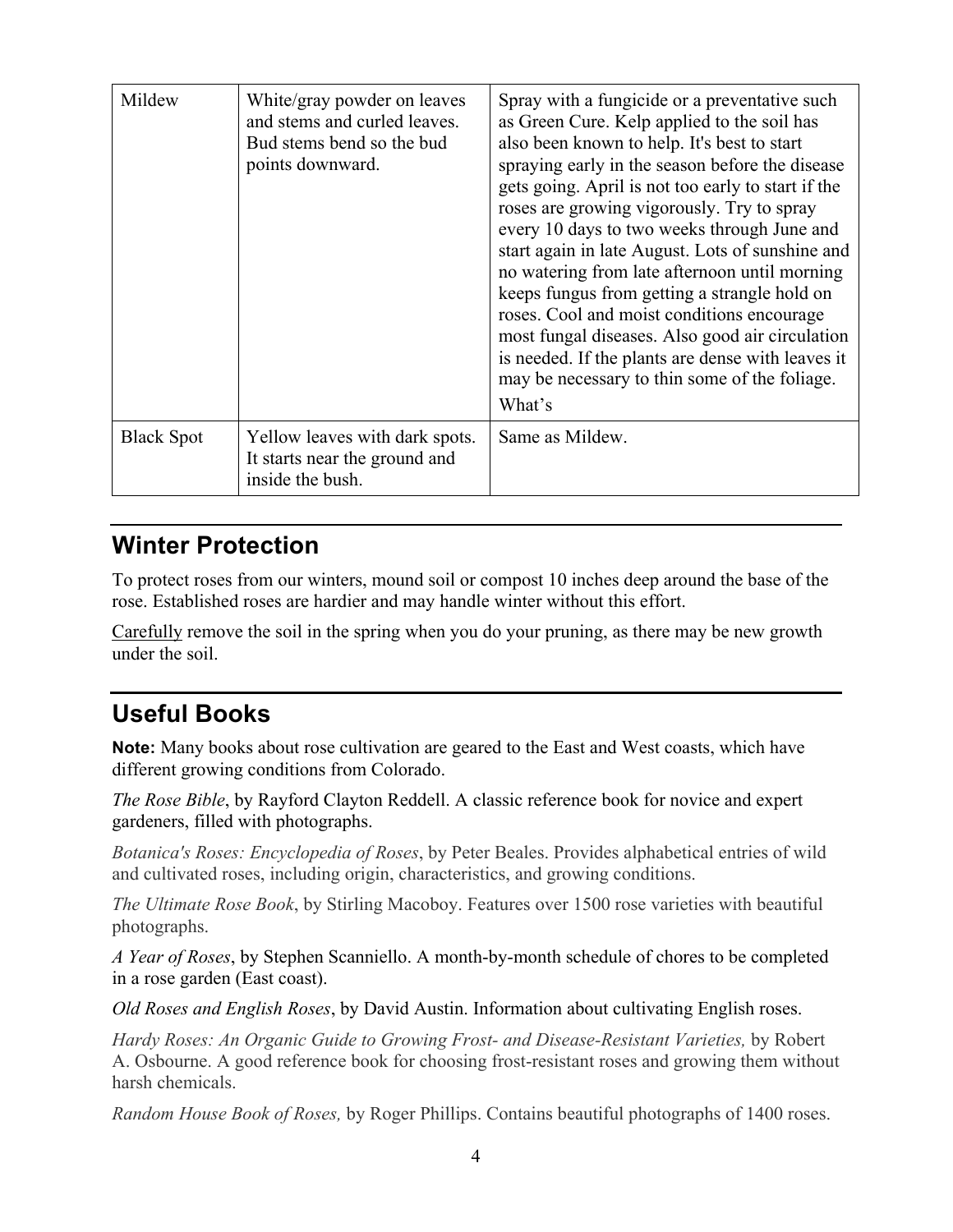| | | |
|---|---|---|
| Mildew | White/gray powder on leaves and stems and curled leaves. Bud stems bend so the bud points downward. | Spray with a fungicide or a preventative such as Green Cure. Kelp applied to the soil has also been known to help. It's best to start spraying early in the season before the disease gets going. April is not too early to start if the roses are growing vigorously. Try to spray every 10 days to two weeks through June and start again in late August. Lots of sunshine and no watering from late afternoon until morning keeps fungus from getting a strangle hold on roses. Cool and moist conditions encourage most fungal diseases. Also good air circulation is needed. If the plants are dense with leaves it may be necessary to thin some of the foliage. What's |
| Black Spot | Yellow leaves with dark spots. It starts near the ground and inside the bush. | Same as Mildew. |

## Winter Protection

To protect roses from our winters, mound soil or compost 10 inches deep around the base of the rose. Established roses are hardier and may handle winter without this effort.

Carefully remove the soil in the spring when you do your pruning, as there may be new growth under the soil.

## Useful Books

**Note:** Many books about rose cultivation are geared to the East and West coasts, which have different growing conditions from Colorado.

*The Rose Bible*, by Rayford Clayton Reddell. A classic reference book for novice and expert gardeners, filled with photographs.

*Botanica's Roses: Encyclopedia of Roses*, by Peter Beales. Provides alphabetical entries of wild and cultivated roses, including origin, characteristics, and growing conditions.

*The Ultimate Rose Book*, by Stirling Macoboy. Features over 1500 rose varieties with beautiful photographs.

*A Year of Roses*, by Stephen Scanniello. A month-by-month schedule of chores to be completed in a rose garden (East coast).

*Old Roses and English Roses*, by David Austin. Information about cultivating English roses.

*Hardy Roses: An Organic Guide to Growing Frost- and Disease-Resistant Varieties,* by Robert A. Osbourne. A good reference book for choosing frost-resistant roses and growing them without harsh chemicals.

*Random House Book of Roses,* by Roger Phillips. Contains beautiful photographs of 1400 roses.